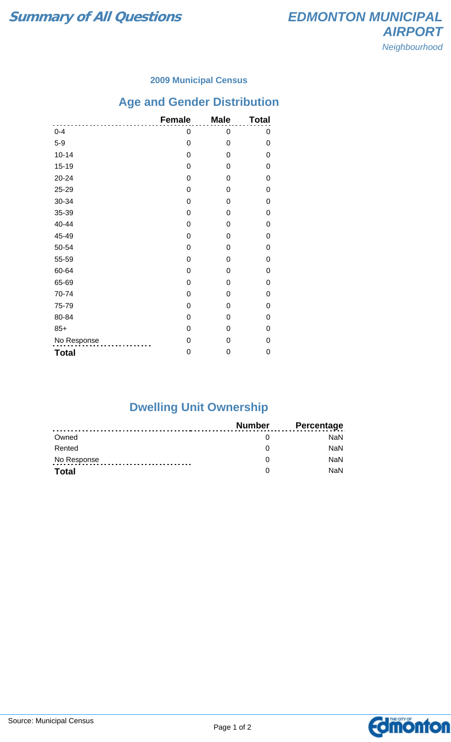# Summary of All Questions

# EDMONTON MUNICIPAL AIRPORT

*Neighbourhood*

### 2009 Municipal Census

## Age and Gender Distribution

| | Female | Male | Total |
|---|---|---|---|
| 0-4 | 0 | 0 | 0 |
| 5-9 | 0 | 0 | 0 |
| 10-14 | 0 | 0 | 0 |
| 15-19 | 0 | 0 | 0 |
| 20-24 | 0 | 0 | 0 |
| 25-29 | 0 | 0 | 0 |
| 30-34 | 0 | 0 | 0 |
| 35-39 | 0 | 0 | 0 |
| 40-44 | 0 | 0 | 0 |
| 45-49 | 0 | 0 | 0 |
| 50-54 | 0 | 0 | 0 |
| 55-59 | 0 | 0 | 0 |
| 60-64 | 0 | 0 | 0 |
| 65-69 | 0 | 0 | 0 |
| 70-74 | 0 | 0 | 0 |
| 75-79 | 0 | 0 | 0 |
| 80-84 | 0 | 0 | 0 |
| 85+ | 0 | 0 | 0 |
| No Response | 0 | 0 | 0 |
| **Total** | 0 | 0 | 0 |

## Dwelling Unit Ownership

| | Number | Percentage |
|---|---|---|
| Owned | 0 | NaN |
| Rented | 0 | NaN |
| No Response | 0 | NaN |
| **Total** | 0 | NaN |

Source: Municipal Census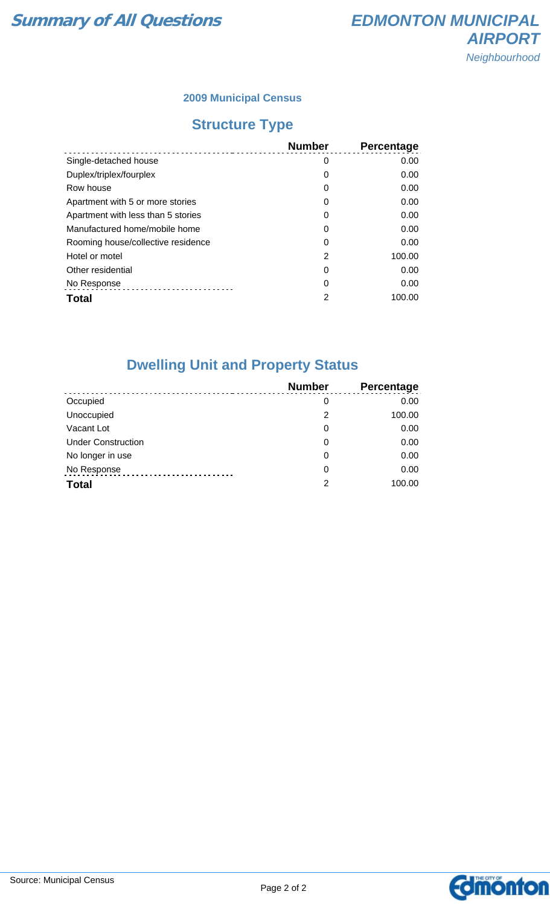## 2009 Municipal Census

### Structure Type

| | Number | Percentage |
|---|---|---|
| Single-detached house | 0 | 0.00 |
| Duplex/triplex/fourplex | 0 | 0.00 |
| Row house | 0 | 0.00 |
| Apartment with 5 or more stories | 0 | 0.00 |
| Apartment with less than 5 stories | 0 | 0.00 |
| Manufactured home/mobile home | 0 | 0.00 |
| Rooming house/collective residence | 0 | 0.00 |
| Hotel or motel | 2 | 100.00 |
| Other residential | 0 | 0.00 |
| No Response | 0 | 0.00 |
| **Total** | 2 | 100.00 |

### Dwelling Unit and Property Status

| | Number | Percentage |
|---|---|---|
| Occupied | 0 | 0.00 |
| Unoccupied | 2 | 100.00 |
| Vacant Lot | 0 | 0.00 |
| Under Construction | 0 | 0.00 |
| No longer in use | 0 | 0.00 |
| No Response | 0 | 0.00 |
| **Total** | 2 | 100.00 |

Source: Municipal Census